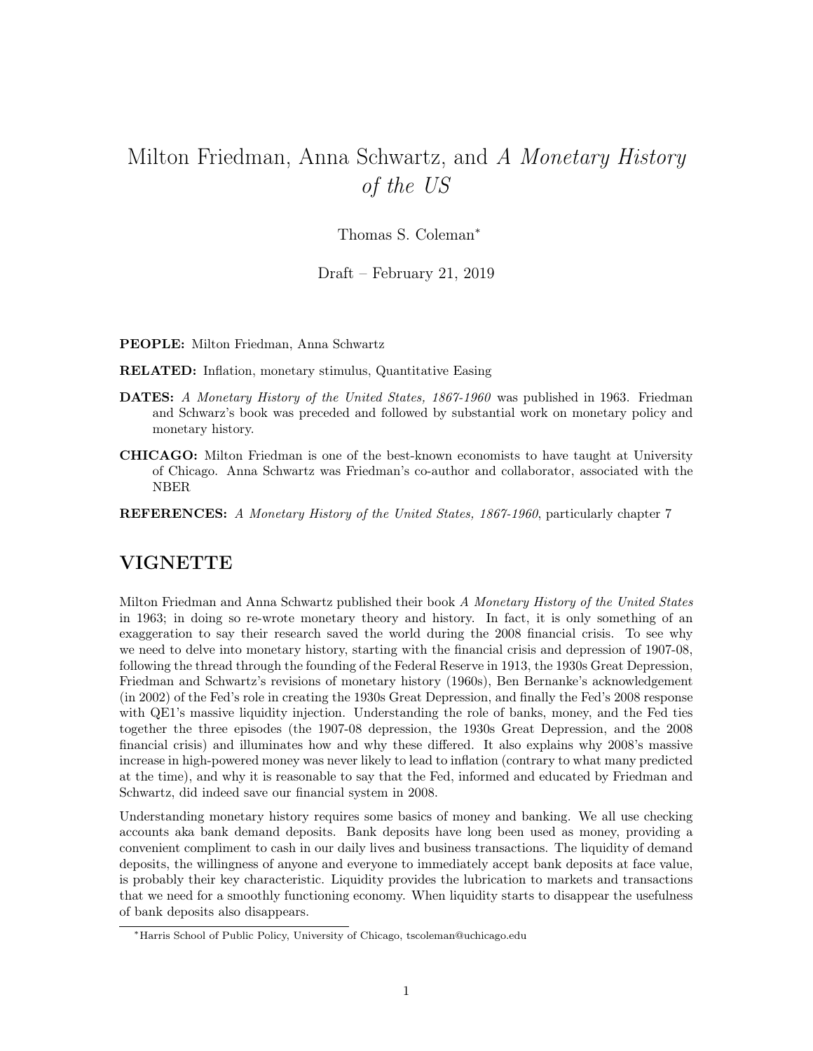# Milton Friedman, Anna Schwartz, and *A Monetary History of the US*

Thomas S. Coleman*

Draft – February 21, 2019

**PEOPLE:** Milton Friedman, Anna Schwartz

**RELATED:** Inflation, monetary stimulus, Quantitative Easing

**DATES:** *A Monetary History of the United States, 1867-1960* was published in 1963. Friedman and Schwarz's book was preceded and followed by substantial work on monetary policy and monetary history.

**CHICAGO:** Milton Friedman is one of the best-known economists to have taught at University of Chicago. Anna Schwartz was Friedman's co-author and collaborator, associated with the NBER

**REFERENCES:** *A Monetary History of the United States, 1867-1960*, particularly chapter 7

## VIGNETTE

Milton Friedman and Anna Schwartz published their book *A Monetary History of the United States* in 1963; in doing so re-wrote monetary theory and history. In fact, it is only something of an exaggeration to say their research saved the world during the 2008 financial crisis. To see why we need to delve into monetary history, starting with the financial crisis and depression of 1907-08, following the thread through the founding of the Federal Reserve in 1913, the 1930s Great Depression, Friedman and Schwartz's revisions of monetary history (1960s), Ben Bernanke's acknowledgement (in 2002) of the Fed's role in creating the 1930s Great Depression, and finally the Fed's 2008 response with QE1's massive liquidity injection. Understanding the role of banks, money, and the Fed ties together the three episodes (the 1907-08 depression, the 1930s Great Depression, and the 2008 financial crisis) and illuminates how and why these differed. It also explains why 2008's massive increase in high-powered money was never likely to lead to inflation (contrary to what many predicted at the time), and why it is reasonable to say that the Fed, informed and educated by Friedman and Schwartz, did indeed save our financial system in 2008.

Understanding monetary history requires some basics of money and banking. We all use checking accounts aka bank demand deposits. Bank deposits have long been used as money, providing a convenient compliment to cash in our daily lives and business transactions. The liquidity of demand deposits, the willingness of anyone and everyone to immediately accept bank deposits at face value, is probably their key characteristic. Liquidity provides the lubrication to markets and transactions that we need for a smoothly functioning economy. When liquidity starts to disappear the usefulness of bank deposits also disappears.

*Harris School of Public Policy, University of Chicago, tscoleman@uchicago.edu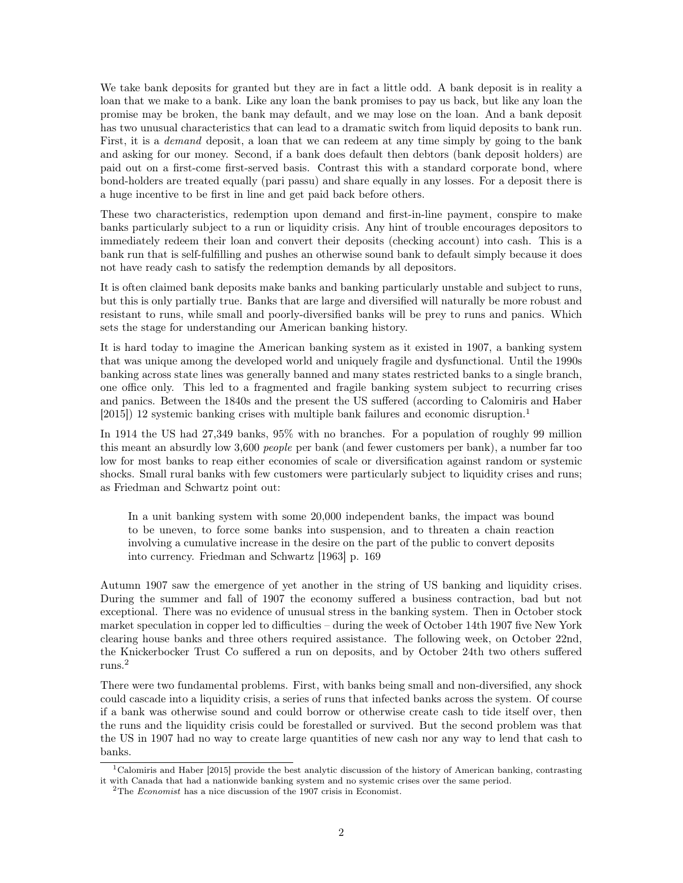We take bank deposits for granted but they are in fact a little odd. A bank deposit is in reality a loan that we make to a bank. Like any loan the bank promises to pay us back, but like any loan the promise may be broken, the bank may default, and we may lose on the loan. And a bank deposit has two unusual characteristics that can lead to a dramatic switch from liquid deposits to bank run. First, it is a *demand* deposit, a loan that we can redeem at any time simply by going to the bank and asking for our money. Second, if a bank does default then debtors (bank deposit holders) are paid out on a first-come first-served basis. Contrast this with a standard corporate bond, where bond-holders are treated equally (pari passu) and share equally in any losses. For a deposit there is a huge incentive to be first in line and get paid back before others.

These two characteristics, redemption upon demand and first-in-line payment, conspire to make banks particularly subject to a run or liquidity crisis. Any hint of trouble encourages depositors to immediately redeem their loan and convert their deposits (checking account) into cash. This is a bank run that is self-fulfilling and pushes an otherwise sound bank to default simply because it does not have ready cash to satisfy the redemption demands by all depositors.

It is often claimed bank deposits make banks and banking particularly unstable and subject to runs, but this is only partially true. Banks that are large and diversified will naturally be more robust and resistant to runs, while small and poorly-diversified banks will be prey to runs and panics. Which sets the stage for understanding our American banking history.

It is hard today to imagine the American banking system as it existed in 1907, a banking system that was unique among the developed world and uniquely fragile and dysfunctional. Until the 1990s banking across state lines was generally banned and many states restricted banks to a single branch, one office only. This led to a fragmented and fragile banking system subject to recurring crises and panics. Between the 1840s and the present the US suffered (according to Calomiris and Haber [2015]) 12 systemic banking crises with multiple bank failures and economic disruption.[1]

In 1914 the US had 27,349 banks, 95% with no branches. For a population of roughly 99 million this meant an absurdly low 3,600 *people* per bank (and fewer customers per bank), a number far too low for most banks to reap either economies of scale or diversification against random or systemic shocks. Small rural banks with few customers were particularly subject to liquidity crises and runs; as Friedman and Schwartz point out:

> In a unit banking system with some 20,000 independent banks, the impact was bound to be uneven, to force some banks into suspension, and to threaten a chain reaction involving a cumulative increase in the desire on the part of the public to convert deposits into currency. Friedman and Schwartz [1963] p. 169

Autumn 1907 saw the emergence of yet another in the string of US banking and liquidity crises. During the summer and fall of 1907 the economy suffered a business contraction, bad but not exceptional. There was no evidence of unusual stress in the banking system. Then in October stock market speculation in copper led to difficulties – during the week of October 14th 1907 five New York clearing house banks and three others required assistance. The following week, on October 22nd, the Knickerbocker Trust Co suffered a run on deposits, and by October 24th two others suffered runs.[2]

There were two fundamental problems. First, with banks being small and non-diversified, any shock could cascade into a liquidity crisis, a series of runs that infected banks across the system. Of course if a bank was otherwise sound and could borrow or otherwise create cash to tide itself over, then the runs and the liquidity crisis could be forestalled or survived. But the second problem was that the US in 1907 had no way to create large quantities of new cash nor any way to lend that cash to banks.

---

[1] Calomiris and Haber [2015] provide the best analytic discussion of the history of American banking, contrasting it with Canada that had a nationwide banking system and no systemic crises over the same period.

[2] The *Economist* has a nice discussion of the 1907 crisis in Economist.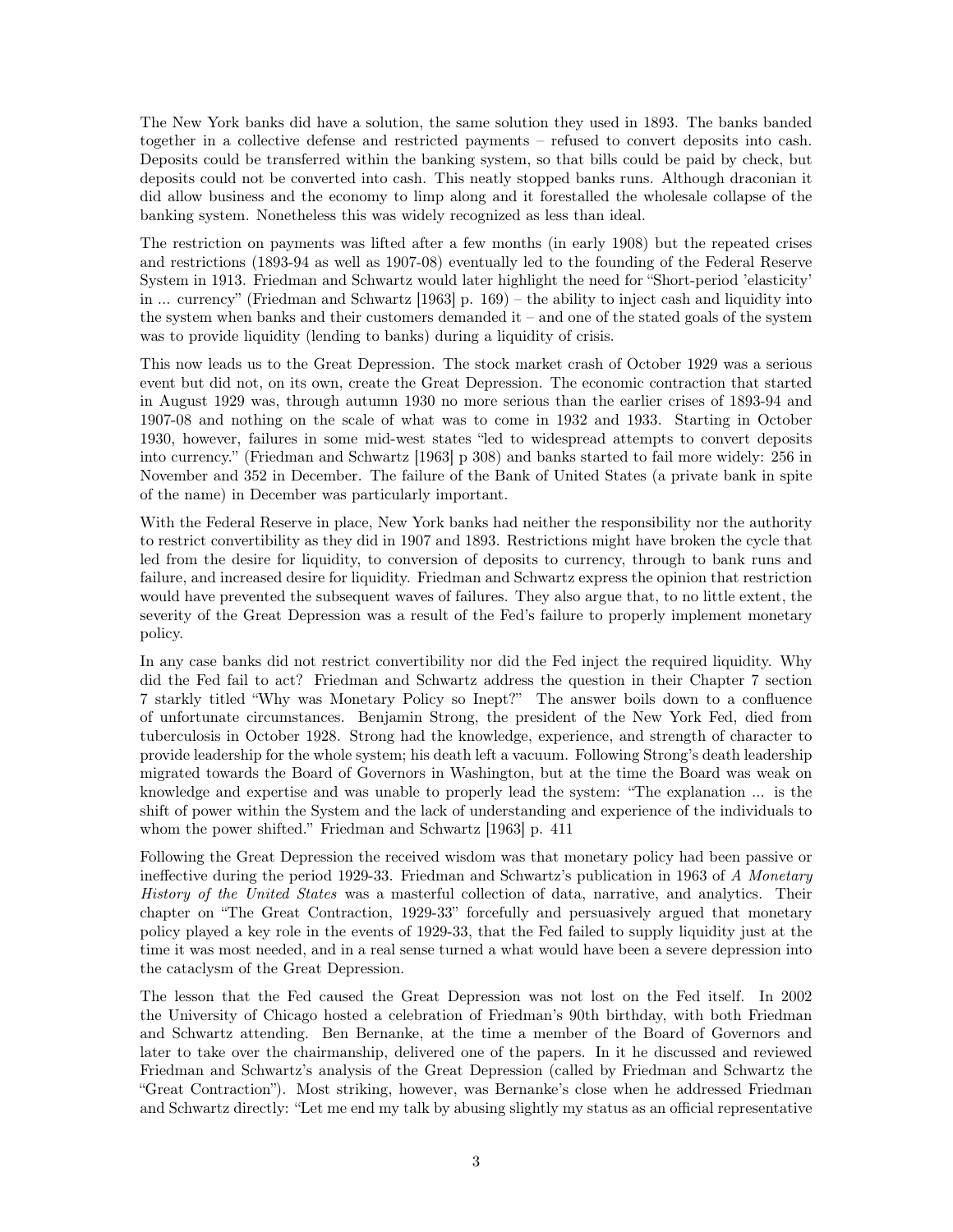The New York banks did have a solution, the same solution they used in 1893. The banks banded together in a collective defense and restricted payments – refused to convert deposits into cash. Deposits could be transferred within the banking system, so that bills could be paid by check, but deposits could not be converted into cash. This neatly stopped banks runs. Although draconian it did allow business and the economy to limp along and it forestalled the wholesale collapse of the banking system. Nonetheless this was widely recognized as less than ideal.

The restriction on payments was lifted after a few months (in early 1908) but the repeated crises and restrictions (1893-94 as well as 1907-08) eventually led to the founding of the Federal Reserve System in 1913. Friedman and Schwartz would later highlight the need for "Short-period 'elasticity' in ... currency" (Friedman and Schwartz [1963] p. 169) – the ability to inject cash and liquidity into the system when banks and their customers demanded it – and one of the stated goals of the system was to provide liquidity (lending to banks) during a liquidity of crisis.

This now leads us to the Great Depression. The stock market crash of October 1929 was a serious event but did not, on its own, create the Great Depression. The economic contraction that started in August 1929 was, through autumn 1930 no more serious than the earlier crises of 1893-94 and 1907-08 and nothing on the scale of what was to come in 1932 and 1933. Starting in October 1930, however, failures in some mid-west states "led to widespread attempts to convert deposits into currency." (Friedman and Schwartz [1963] p 308) and banks started to fail more widely: 256 in November and 352 in December. The failure of the Bank of United States (a private bank in spite of the name) in December was particularly important.

With the Federal Reserve in place, New York banks had neither the responsibility nor the authority to restrict convertibility as they did in 1907 and 1893. Restrictions might have broken the cycle that led from the desire for liquidity, to conversion of deposits to currency, through to bank runs and failure, and increased desire for liquidity. Friedman and Schwartz express the opinion that restriction would have prevented the subsequent waves of failures. They also argue that, to no little extent, the severity of the Great Depression was a result of the Fed's failure to properly implement monetary policy.

In any case banks did not restrict convertibility nor did the Fed inject the required liquidity. Why did the Fed fail to act? Friedman and Schwartz address the question in their Chapter 7 section 7 starkly titled "Why was Monetary Policy so Inept?" The answer boils down to a confluence of unfortunate circumstances. Benjamin Strong, the president of the New York Fed, died from tuberculosis in October 1928. Strong had the knowledge, experience, and strength of character to provide leadership for the whole system; his death left a vacuum. Following Strong's death leadership migrated towards the Board of Governors in Washington, but at the time the Board was weak on knowledge and expertise and was unable to properly lead the system: "The explanation ... is the shift of power within the System and the lack of understanding and experience of the individuals to whom the power shifted." Friedman and Schwartz [1963] p. 411

Following the Great Depression the received wisdom was that monetary policy had been passive or ineffective during the period 1929-33. Friedman and Schwartz's publication in 1963 of *A Monetary History of the United States* was a masterful collection of data, narrative, and analytics. Their chapter on "The Great Contraction, 1929-33" forcefully and persuasively argued that monetary policy played a key role in the events of 1929-33, that the Fed failed to supply liquidity just at the time it was most needed, and in a real sense turned a what would have been a severe depression into the cataclysm of the Great Depression.

The lesson that the Fed caused the Great Depression was not lost on the Fed itself. In 2002 the University of Chicago hosted a celebration of Friedman's 90th birthday, with both Friedman and Schwartz attending. Ben Bernanke, at the time a member of the Board of Governors and later to take over the chairmanship, delivered one of the papers. In it he discussed and reviewed Friedman and Schwartz's analysis of the Great Depression (called by Friedman and Schwartz the "Great Contraction"). Most striking, however, was Bernanke's close when he addressed Friedman and Schwartz directly: "Let me end my talk by abusing slightly my status as an official representative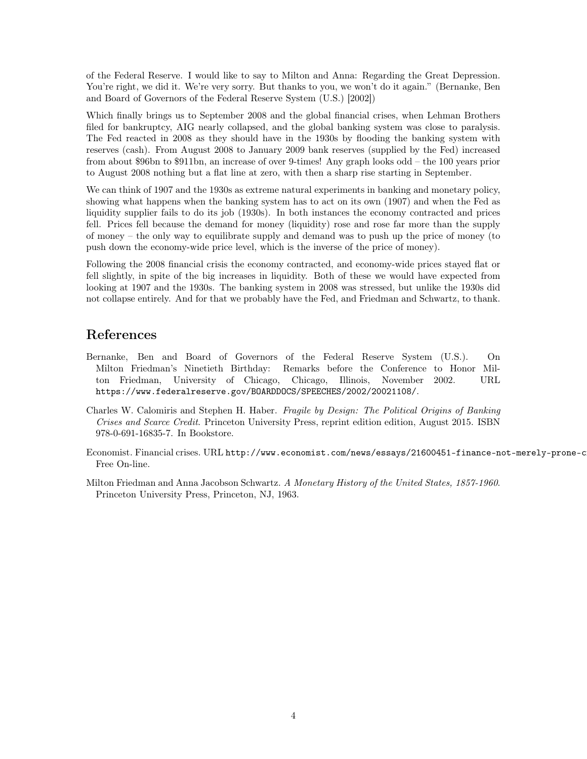of the Federal Reserve. I would like to say to Milton and Anna: Regarding the Great Depression. You're right, we did it. We're very sorry. But thanks to you, we won't do it again." (Bernanke, Ben and Board of Governors of the Federal Reserve System (U.S.) [2002])

Which finally brings us to September 2008 and the global financial crises, when Lehman Brothers filed for bankruptcy, AIG nearly collapsed, and the global banking system was close to paralysis. The Fed reacted in 2008 as they should have in the 1930s by flooding the banking system with reserves (cash). From August 2008 to January 2009 bank reserves (supplied by the Fed) increased from about $96bn to $911bn, an increase of over 9-times! Any graph looks odd – the 100 years prior to August 2008 nothing but a flat line at zero, with then a sharp rise starting in September.

We can think of 1907 and the 1930s as extreme natural experiments in banking and monetary policy, showing what happens when the banking system has to act on its own (1907) and when the Fed as liquidity supplier fails to do its job (1930s). In both instances the economy contracted and prices fell. Prices fell because the demand for money (liquidity) rose and rose far more than the supply of money – the only way to equilibrate supply and demand was to push up the price of money (to push down the economy-wide price level, which is the inverse of the price of money).

Following the 2008 financial crisis the economy contracted, and economy-wide prices stayed flat or fell slightly, in spite of the big increases in liquidity. Both of these we would have expected from looking at 1907 and the 1930s. The banking system in 2008 was stressed, but unlike the 1930s did not collapse entirely. And for that we probably have the Fed, and Friedman and Schwartz, to thank.

## References

Bernanke, Ben and Board of Governors of the Federal Reserve System (U.S.). On Milton Friedman's Ninetieth Birthday: Remarks before the Conference to Honor Milton Friedman, University of Chicago, Chicago, Illinois, November 2002. URL https://www.federalreserve.gov/BOARDDOCS/SPEECHES/2002/20021108/.

Charles W. Calomiris and Stephen H. Haber. *Fragile by Design: The Political Origins of Banking Crises and Scarce Credit*. Princeton University Press, reprint edition edition, August 2015. ISBN 978-0-691-16835-7. In Bookstore.

Economist. Financial crises. URL http://www.economist.com/news/essays/21600451-finance-not-merely-prone-c Free On-line.

Milton Friedman and Anna Jacobson Schwartz. *A Monetary History of the United States, 1857-1960*. Princeton University Press, Princeton, NJ, 1963.